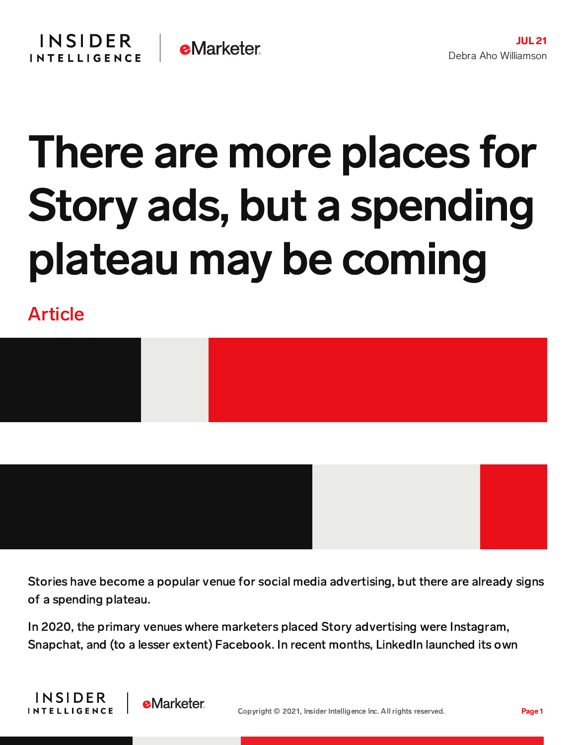JUL 21

Debra Aho Williamson

# There are more places for Story ads, but a spending plateau may be coming

Article

Stories have become a popular venue for social media advertising, but there are already signs of a spending plateau.

In 2020, the primary venues where marketers placed Story advertising were Instagram, Snapchat, and (to a lesser extent) Facebook. In recent months, LinkedIn launched its own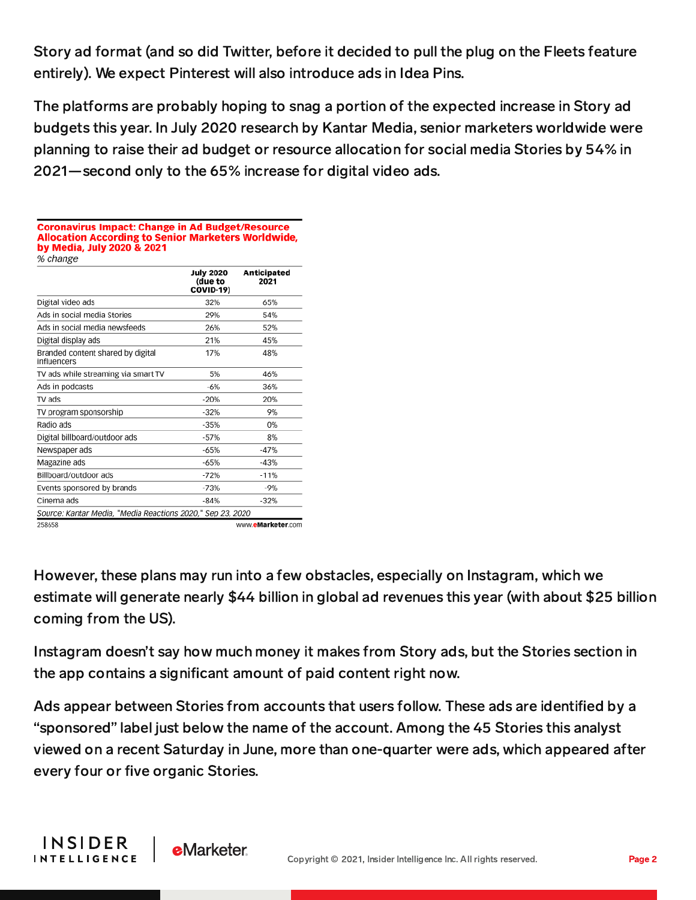Story ad format (and so did Twitter, before it decided to pull the plug on the Fleets feature entirely). We expect Pinterest will also introduce ads in Idea Pins.

The platforms are probably hoping to snag a portion of the expected increase in Story ad budgets this year. In July 2020 research by Kantar Media, senior marketers worldwide were planning to raise their ad budget or resource allocation for social media Stories by 54% in 2021—second only to the 65% increase for digital video ads.

**Coronavirus Impact: Change in Ad Budget/Resource Allocation According to Senior Marketers Worldwide, by Media, July 2020 & 2021**

*% change*

| | July 2020 (due to COVID-19) | Anticipated 2021 |
|---|---|---|
| Digital video ads | 32% | 65% |
| Ads in social media Stories | 29% | 54% |
| Ads in social media newsfeeds | 26% | 52% |
| Digital display ads | 21% | 45% |
| Branded content shared by digital influencers | 17% | 48% |
| TV ads while streaming via smart TV | 5% | 46% |
| Ads in podcasts | -6% | 36% |
| TV ads | -20% | 20% |
| TV program sponsorship | -32% | 9% |
| Radio ads | -35% | 0% |
| Digital billboard/outdoor ads | -57% | 8% |
| Newspaper ads | -65% | -47% |
| Magazine ads | -65% | -43% |
| Billboard/outdoor ads | -72% | -11% |
| Events sponsored by brands | -73% | -9% |
| Cinema ads | -84% | -32% |

*Source: Kantar Media, "Media Reactions 2020," Sep 23, 2020*

258658 www.eMarketer.com

However, these plans may run into a few obstacles, especially on Instagram, which we estimate will generate nearly $44 billion in global ad revenues this year (with about $25 billion coming from the US).

Instagram doesn't say how much money it makes from Story ads, but the Stories section in the app contains a significant amount of paid content right now.

Ads appear between Stories from accounts that users follow. These ads are identified by a "sponsored" label just below the name of the account. Among the 45 Stories this analyst viewed on a recent Saturday in June, more than one-quarter were ads, which appeared after every four or five organic Stories.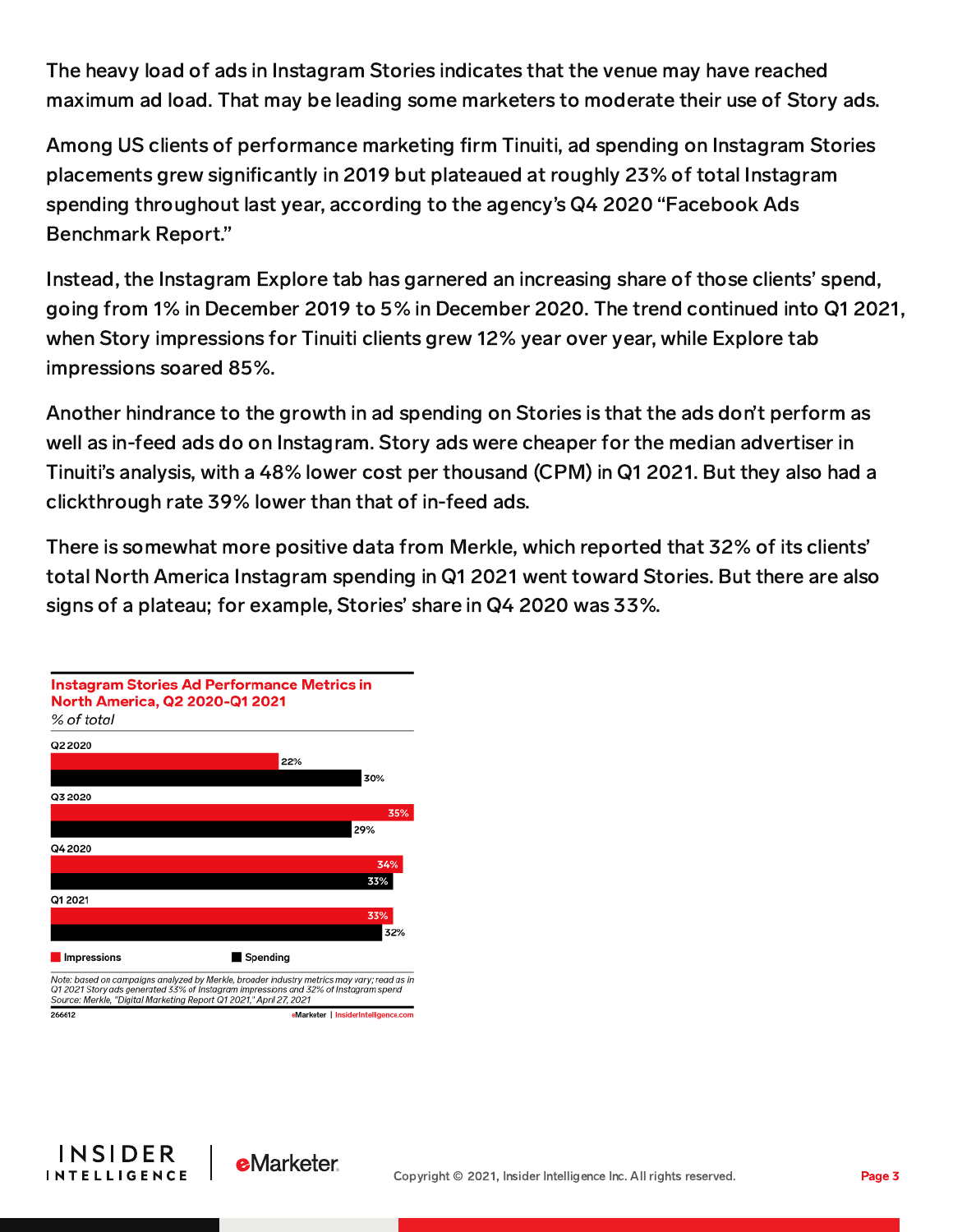The heavy load of ads in Instagram Stories indicates that the venue may have reached maximum ad load. That may be leading some marketers to moderate their use of Story ads.

Among US clients of performance marketing firm Tinuiti, ad spending on Instagram Stories placements grew significantly in 2019 but plateaued at roughly 23% of total Instagram spending throughout last year, according to the agency's Q4 2020 "Facebook Ads Benchmark Report."

Instead, the Instagram Explore tab has garnered an increasing share of those clients' spend, going from 1% in December 2019 to 5% in December 2020. The trend continued into Q1 2021, when Story impressions for Tinuiti clients grew 12% year over year, while Explore tab impressions soared 85%.

Another hindrance to the growth in ad spending on Stories is that the ads don't perform as well as in-feed ads do on Instagram. Story ads were cheaper for the median advertiser in Tinuiti's analysis, with a 48% lower cost per thousand (CPM) in Q1 2021. But they also had a clickthrough rate 39% lower than that of in-feed ads.

There is somewhat more positive data from Merkle, which reported that 32% of its clients' total North America Instagram spending in Q1 2021 went toward Stories. But there are also signs of a plateau; for example, Stories' share in Q4 2020 was 33%.

**Instagram Stories Ad Performance Metrics in North America, Q2 2020-Q1 2021**

*% of total*

| | Impressions | Spending |
|---|---|---|
| Q2 2020 | 22% | 30% |
| Q3 2020 | 35% | 29% |
| Q4 2020 | 34% | 33% |
| Q1 2021 | 33% | 32% |

*Note: based on campaigns analyzed by Merkle, broader industry metrics may vary; read as in Q1 2021 Story ads generated 33% of Instagram impressions and 32% of Instagram spend*
*Source: Merkle, "Digital Marketing Report Q1 2021," April 27, 2021*

266612 eMarketer | InsiderIntelligence.com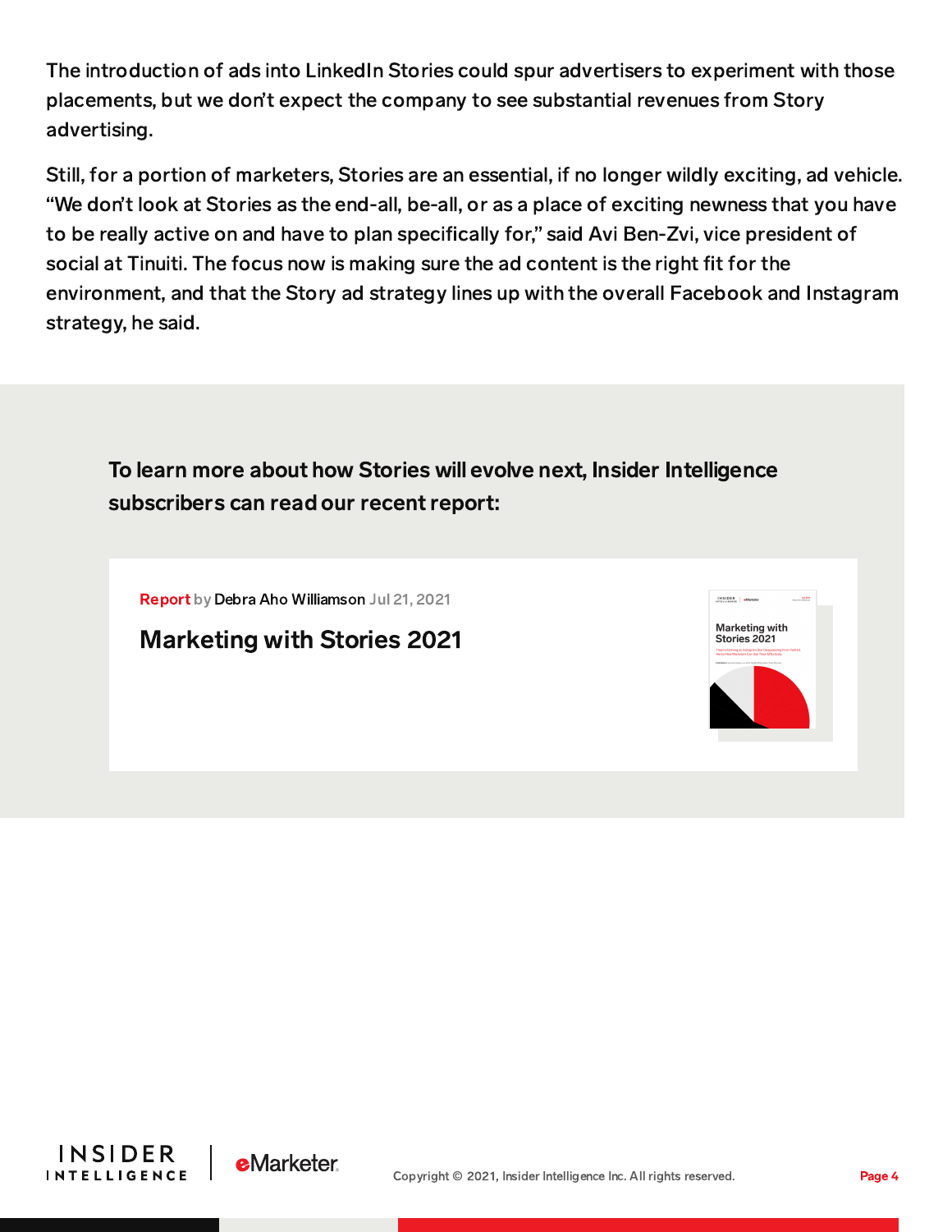The introduction of ads into LinkedIn Stories could spur advertisers to experiment with those placements, but we don't expect the company to see substantial revenues from Story advertising.

Still, for a portion of marketers, Stories are an essential, if no longer wildly exciting, ad vehicle. "We don't look at Stories as the end-all, be-all, or as a place of exciting newness that you have to be really active on and have to plan specifically for," said Avi Ben-Zvi, vice president of social at Tinuiti. The focus now is making sure the ad content is the right fit for the environment, and that the Story ad strategy lines up with the overall Facebook and Instagram strategy, he said.

**To learn more about how Stories will evolve next, Insider Intelligence subscribers can read our recent report:**

**Report** by Debra Aho Williamson Jul 21, 2021

**Marketing with Stories 2021**